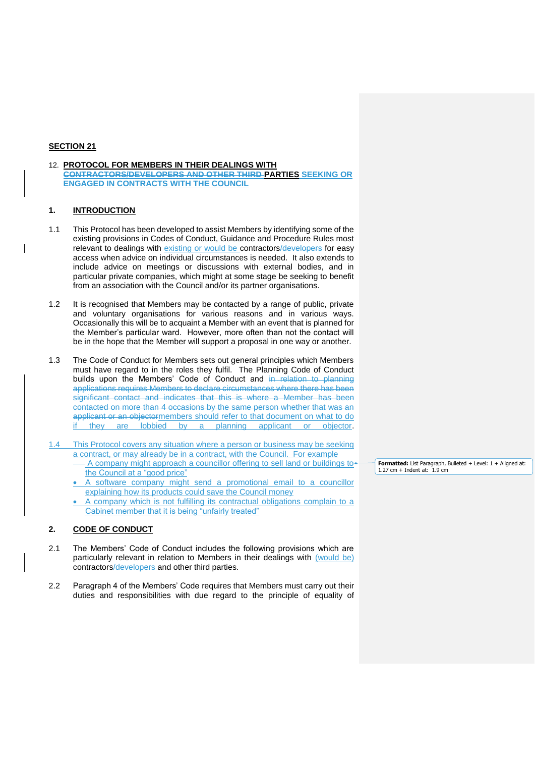**SECTION 21**

12. **PROTOCOL FOR MEMBERS IN THEIR DEALINGS WITH ~~CONTRACTORS/DEVELOPERS AND OTHER THIRD~~ PARTIES SEEKING OR ENGAGED IN CONTRACTS WITH THE COUNCIL**

## 1. INTRODUCTION

1.1 This Protocol has been developed to assist Members by identifying some of the existing provisions in Codes of Conduct, Guidance and Procedure Rules most relevant to dealings with existing or would be contractors~~/developers~~ for easy access when advice on individual circumstances is needed. It also extends to include advice on meetings or discussions with external bodies, and in particular private companies, which might at some stage be seeking to benefit from an association with the Council and/or its partner organisations.

1.2 It is recognised that Members may be contacted by a range of public, private and voluntary organisations for various reasons and in various ways. Occasionally this will be to acquaint a Member with an event that is planned for the Member's particular ward. However, more often than not the contact will be in the hope that the Member will support a proposal in one way or another.

1.3 The Code of Conduct for Members sets out general principles which Members must have regard to in the roles they fulfil. The Planning Code of Conduct builds upon the Members' Code of Conduct and ~~in relation to planning applications requires Members to declare circumstances where there has been significant contact and indicates that this is where a Member has been contacted on more than 4 occasions by the same person whether that was an applicant or an objector~~members should refer to that document on what to do if they are lobbied by a planning applicant or objector.

1.4 This Protocol covers any situation where a person or business may be seeking a contract, or may already be in a contract, with the Council. For example

- A company might approach a councillor offering to sell land or buildings to the Council at a "good price"
- A software company might send a promotional email to a councillor explaining how its products could save the Council money
- A company which is not fulfilling its contractual obligations complain to a Cabinet member that it is being "unfairly treated"

## 2. CODE OF CONDUCT

2.1 The Members' Code of Conduct includes the following provisions which are particularly relevant in relation to Members in their dealings with (would be) contractors~~/developers~~ and other third parties.

2.2 Paragraph 4 of the Members' Code requires that Members must carry out their duties and responsibilities with due regard to the principle of equality of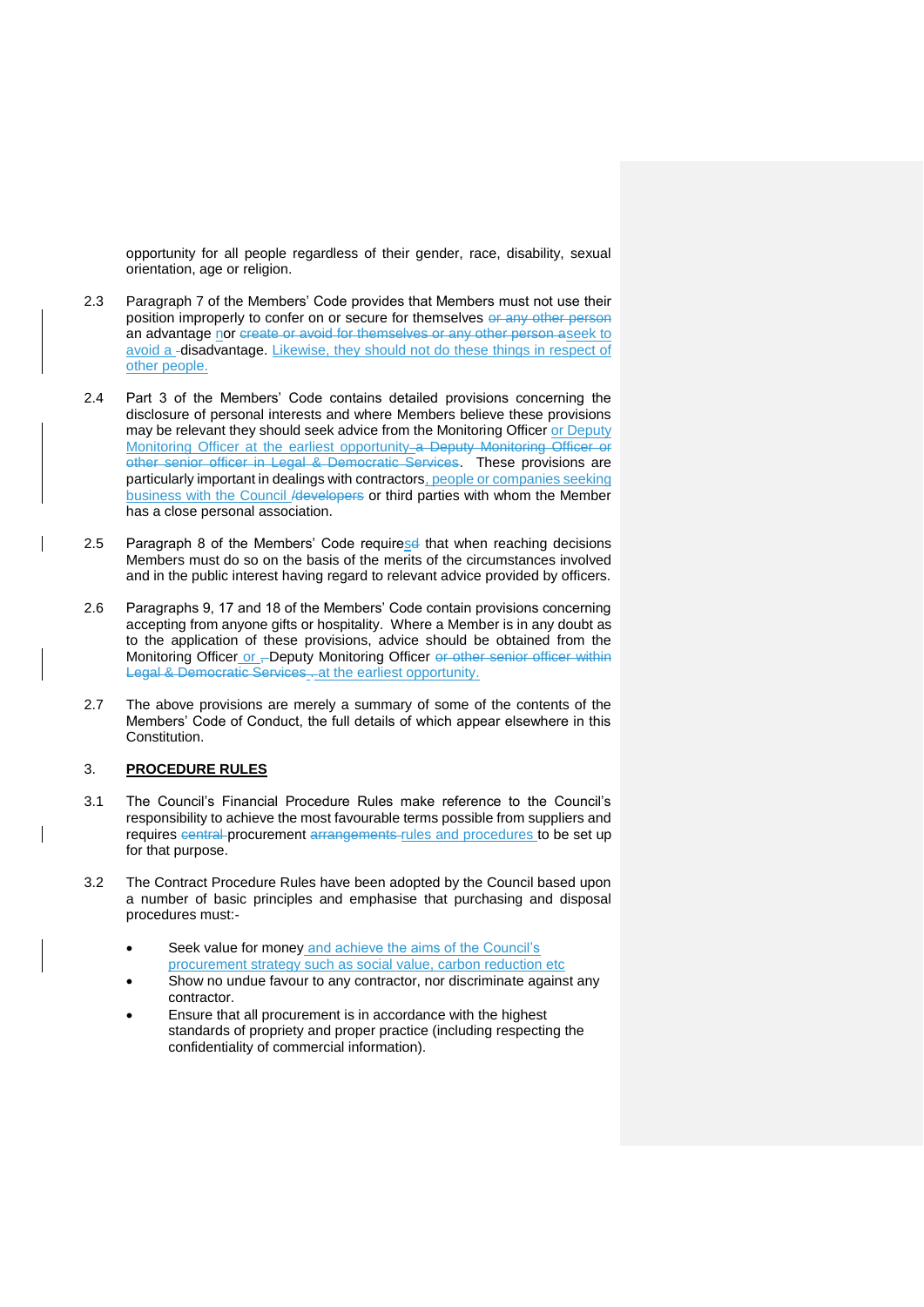opportunity for all people regardless of their gender, race, disability, sexual orientation, age or religion.

2.3 Paragraph 7 of the Members' Code provides that Members must not use their position improperly to confer on or secure for themselves ~~or any other person~~ an advantage nor ~~create or avoid for themselves or any other person a~~ seek to avoid a disadvantage. Likewise, they should not do these things in respect of other people.

2.4 Part 3 of the Members' Code contains detailed provisions concerning the disclosure of personal interests and where Members believe these provisions may be relevant they should seek advice from the Monitoring Officer or Deputy Monitoring Officer at the earliest opportunity ~~a Deputy Monitoring Officer or other senior officer in Legal & Democratic Services~~. These provisions are particularly important in dealings with contractors, people or companies seeking business with the Council ~~/developers~~ or third parties with whom the Member has a close personal association.

2.5 Paragraph 8 of the Members' Code requires~~d~~ that when reaching decisions Members must do so on the basis of the merits of the circumstances involved and in the public interest having regard to relevant advice provided by officers.

2.6 Paragraphs 9, 17 and 18 of the Members' Code contain provisions concerning accepting from anyone gifts or hospitality. Where a Member is in any doubt as to the application of these provisions, advice should be obtained from the Monitoring Officer or ~~,~~ Deputy Monitoring Officer ~~or other senior officer within Legal & Democratic Services~~ , at the earliest opportunity.

2.7 The above provisions are merely a summary of some of the contents of the Members' Code of Conduct, the full details of which appear elsewhere in this Constitution.

## 3. PROCEDURE RULES

3.1 The Council's Financial Procedure Rules make reference to the Council's responsibility to achieve the most favourable terms possible from suppliers and requires ~~central~~ procurement ~~arrangements~~ rules and procedures to be set up for that purpose.

3.2 The Contract Procedure Rules have been adopted by the Council based upon a number of basic principles and emphasise that purchasing and disposal procedures must:-

- Seek value for money and achieve the aims of the Council's procurement strategy such as social value, carbon reduction etc
- Show no undue favour to any contractor, nor discriminate against any contractor.
- Ensure that all procurement is in accordance with the highest standards of propriety and proper practice (including respecting the confidentiality of commercial information).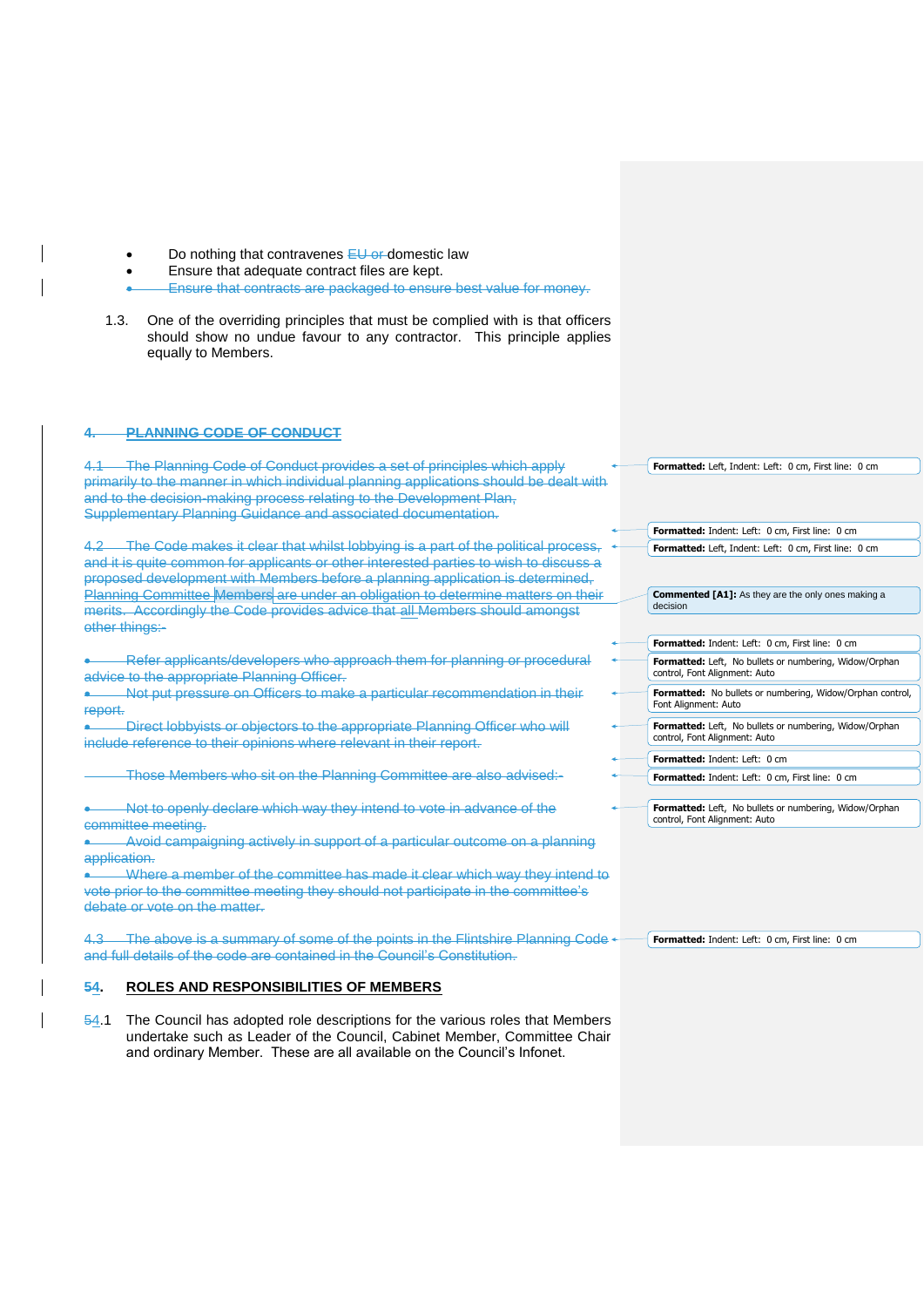- Do nothing that contravenes ~~EU or~~ domestic law
- Ensure that adequate contract files are kept.
- ~~Ensure that contracts are packaged to ensure best value for money.~~

1.3. One of the overriding principles that must be complied with is that officers should show no undue favour to any contractor. This principle applies equally to Members.

## ~~4. PLANNING CODE OF CONDUCT~~

~~4.1 The Planning Code of Conduct provides a set of principles which apply primarily to the manner in which individual planning applications should be dealt with and to the decision-making process relating to the Development Plan, Supplementary Planning Guidance and associated documentation.~~

~~4.2 The Code makes it clear that whilst lobbying is a part of the political process, and it is quite common for applicants or other interested parties to wish to discuss a proposed development with Members before a planning application is determined, Planning Committee Members are under an obligation to determine matters on their merits. Accordingly the Code provides advice that all Members should amongst other things:-~~

- ~~Refer applicants/developers who approach them for planning or procedural advice to the appropriate Planning Officer.~~
- ~~Not put pressure on Officers to make a particular recommendation in their report.~~
- ~~Direct lobbyists or objectors to the appropriate Planning Officer who will include reference to their opinions where relevant in their report.~~

~~Those Members who sit on the Planning Committee are also advised:-~~

- ~~Not to openly declare which way they intend to vote in advance of the committee meeting.~~
- ~~Avoid campaigning actively in support of a particular outcome on a planning application.~~
- ~~Where a member of the committee has made it clear which way they intend to vote prior to the committee meeting they should not participate in the committee's debate or vote on the matter.~~

~~4.3 The above is a summary of some of the points in the Flintshire Planning Code and full details of the code are contained in the Council's Constitution.~~

## ~~5~~4. ROLES AND RESPONSIBILITIES OF MEMBERS

~~5~~4.1 The Council has adopted role descriptions for the various roles that Members undertake such as Leader of the Council, Cabinet Member, Committee Chair and ordinary Member. These are all available on the Council's Infonet.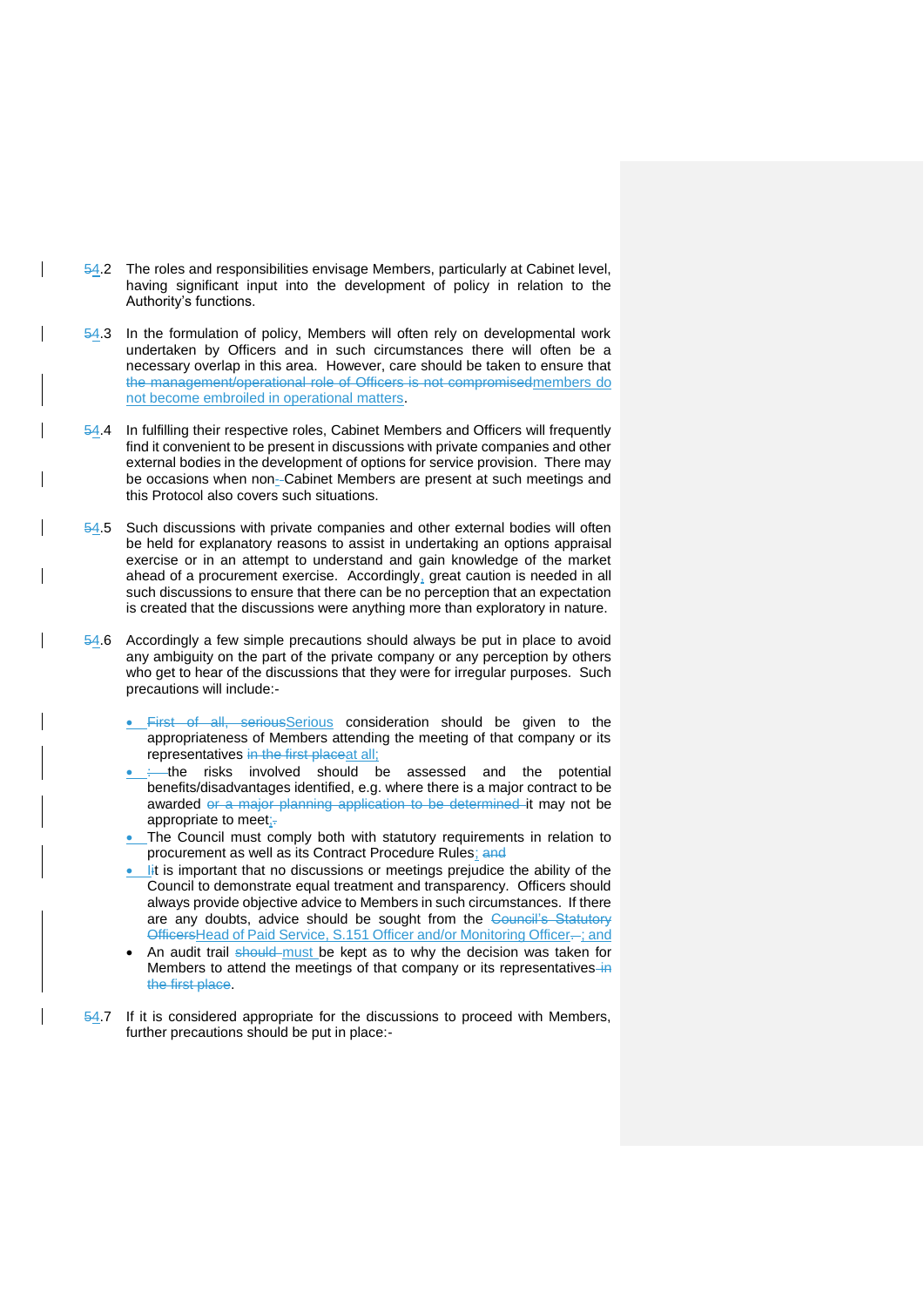~~5~~4.2 The roles and responsibilities envisage Members, particularly at Cabinet level, having significant input into the development of policy in relation to the Authority's functions.

~~5~~4.3 In the formulation of policy, Members will often rely on developmental work undertaken by Officers and in such circumstances there will often be a necessary overlap in this area. However, care should be taken to ensure that ~~the management/operational role of Officers is not compromised~~members do not become embroiled in operational matters.

~~5~~4.4 In fulfilling their respective roles, Cabinet Members and Officers will frequently find it convenient to be present in discussions with private companies and other external bodies in the development of options for service provision. There may be occasions when non~~-~~ Cabinet Members are present at such meetings and this Protocol also covers such situations.

~~5~~4.5 Such discussions with private companies and other external bodies will often be held for explanatory reasons to assist in undertaking an options appraisal exercise or in an attempt to understand and gain knowledge of the market ahead of a procurement exercise. Accordingly, great caution is needed in all such discussions to ensure that there can be no perception that an expectation is created that the discussions were anything more than exploratory in nature.

~~5~~4.6 Accordingly a few simple precautions should always be put in place to avoid any ambiguity on the part of the private company or any perception by others who get to hear of the discussions that they were for irregular purposes. Such precautions will include:-

- ~~First of all, serious~~Serious consideration should be given to the appropriateness of Members attending the meeting of that company or its representatives ~~in the first place~~at all;
- ~~;~~ the risks involved should be assessed and the potential benefits/disadvantages identified, e.g. where there is a major contract to be awarded ~~or a major planning application to be determined~~ it may not be appropriate to meet;~~.~~
- The Council must comply both with statutory requirements in relation to procurement as well as its Contract Procedure Rules; ~~and~~
- ~~I~~It is important that no discussions or meetings prejudice the ability of the Council to demonstrate equal treatment and transparency. Officers should always provide objective advice to Members in such circumstances. If there are any doubts, advice should be sought from the ~~Council's Statutory Officers~~Head of Paid Service, S.151 Officer and/or Monitoring Officer~~.~~; and
- An audit trail ~~should~~ must be kept as to why the decision was taken for Members to attend the meetings of that company or its representatives ~~in the first place~~.

~~5~~4.7 If it is considered appropriate for the discussions to proceed with Members, further precautions should be put in place:-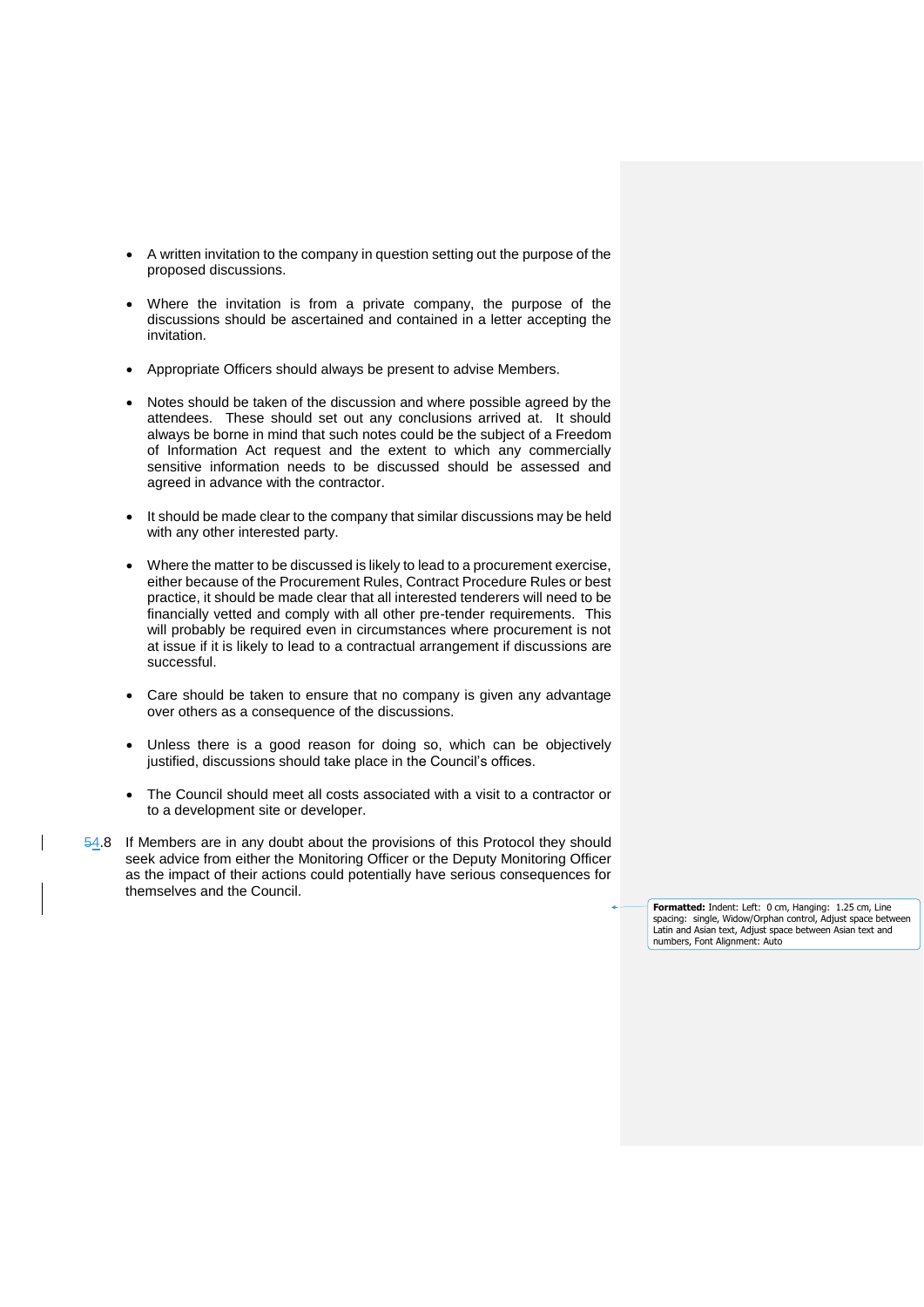- A written invitation to the company in question setting out the purpose of the proposed discussions.

- Where the invitation is from a private company, the purpose of the discussions should be ascertained and contained in a letter accepting the invitation.

- Appropriate Officers should always be present to advise Members.

- Notes should be taken of the discussion and where possible agreed by the attendees. These should set out any conclusions arrived at. It should always be borne in mind that such notes could be the subject of a Freedom of Information Act request and the extent to which any commercially sensitive information needs to be discussed should be assessed and agreed in advance with the contractor.

- It should be made clear to the company that similar discussions may be held with any other interested party.

- Where the matter to be discussed is likely to lead to a procurement exercise, either because of the Procurement Rules, Contract Procedure Rules or best practice, it should be made clear that all interested tenderers will need to be financially vetted and comply with all other pre-tender requirements. This will probably be required even in circumstances where procurement is not at issue if it is likely to lead to a contractual arrangement if discussions are successful.

- Care should be taken to ensure that no company is given any advantage over others as a consequence of the discussions.

- Unless there is a good reason for doing so, which can be objectively justified, discussions should take place in the Council's offices.

- The Council should meet all costs associated with a visit to a contractor or to a development site or developer.

4.8 If Members are in any doubt about the provisions of this Protocol they should seek advice from either the Monitoring Officer or the Deputy Monitoring Officer as the impact of their actions could potentially have serious consequences for themselves and the Council.